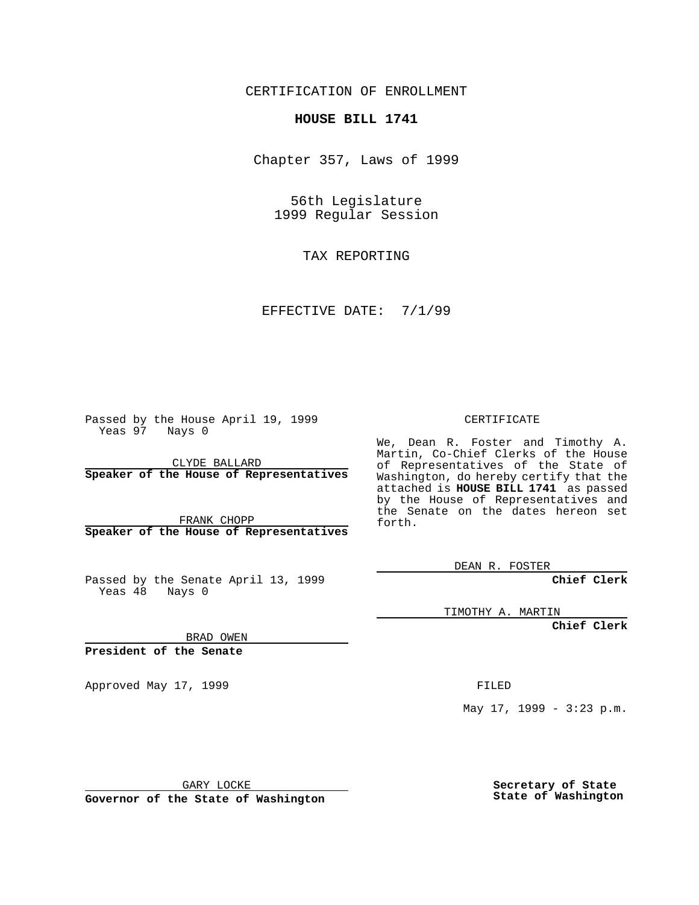CERTIFICATION OF ENROLLMENT

**HOUSE BILL 1741**

Chapter 357, Laws of 1999

56th Legislature
1999 Regular Session

TAX REPORTING

EFFECTIVE DATE: 7/1/99

Passed by the House April 19, 1999
Yeas 97 Nays 0

CLYDE BALLARD
**Speaker of the House of Representatives**

FRANK CHOPP
**Speaker of the House of Representatives**

Passed by the Senate April 13, 1999
Yeas 48 Nays 0

BRAD OWEN
**President of the Senate**

Approved May 17, 1999

GARY LOCKE
**Governor of the State of Washington**

CERTIFICATE

We, Dean R. Foster and Timothy A. Martin, Co-Chief Clerks of the House of Representatives of the State of Washington, do hereby certify that the attached is **HOUSE BILL 1741** as passed by the House of Representatives and the Senate on the dates hereon set forth.

DEAN R. FOSTER
**Chief Clerk**

TIMOTHY A. MARTIN
**Chief Clerk**

FILED

May 17, 1999 - 3:23 p.m.

**Secretary of State**
**State of Washington**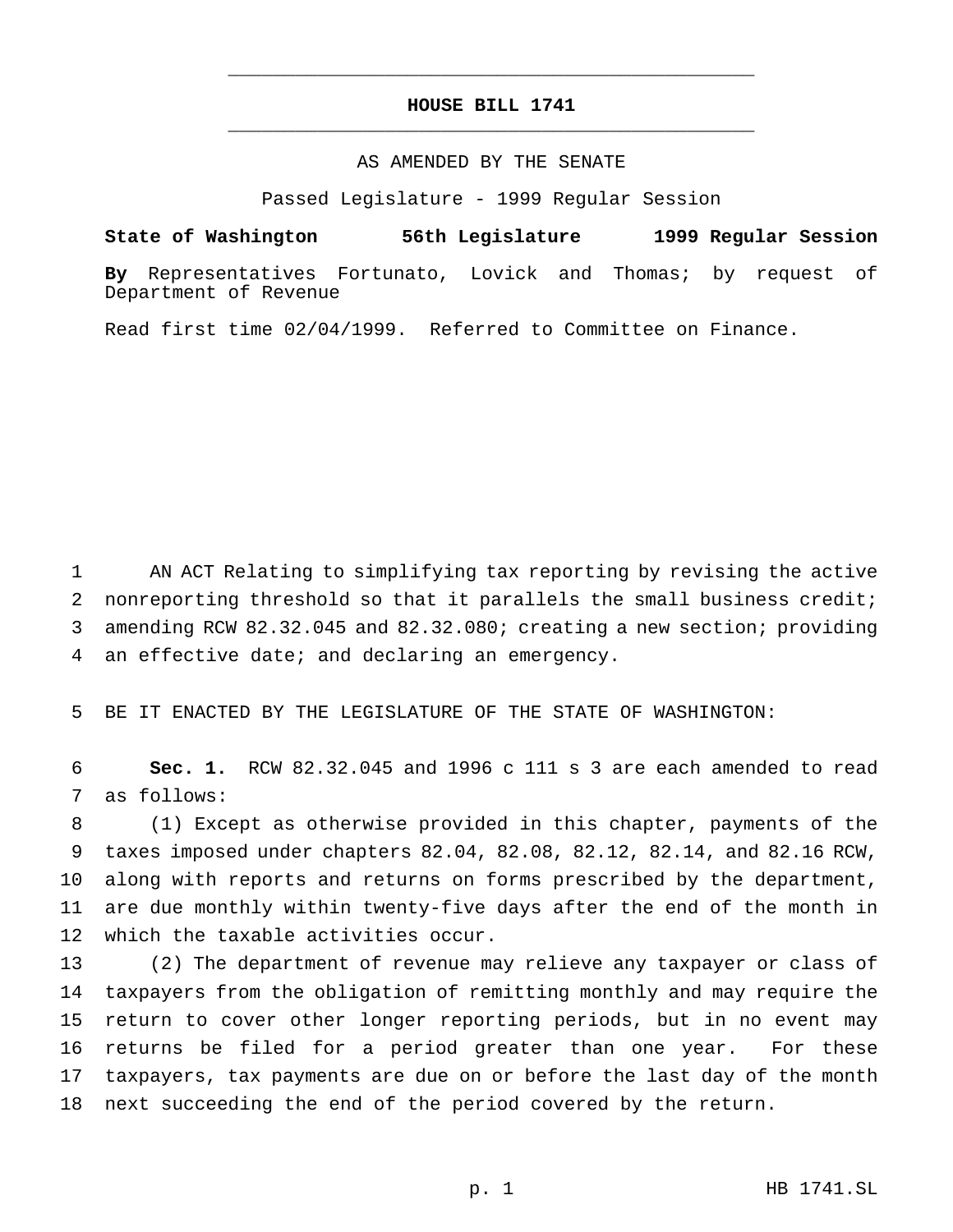# HOUSE BILL 1741

AS AMENDED BY THE SENATE

Passed Legislature - 1999 Regular Session

**State of Washington 56th Legislature 1999 Regular Session**

**By** Representatives Fortunato, Lovick and Thomas; by request of Department of Revenue

Read first time 02/04/1999. Referred to Committee on Finance.

AN ACT Relating to simplifying tax reporting by revising the active nonreporting threshold so that it parallels the small business credit; amending RCW 82.32.045 and 82.32.080; creating a new section; providing an effective date; and declaring an emergency.

BE IT ENACTED BY THE LEGISLATURE OF THE STATE OF WASHINGTON:

**Sec. 1.** RCW 82.32.045 and 1996 c 111 s 3 are each amended to read as follows:

(1) Except as otherwise provided in this chapter, payments of the taxes imposed under chapters 82.04, 82.08, 82.12, 82.14, and 82.16 RCW, along with reports and returns on forms prescribed by the department, are due monthly within twenty-five days after the end of the month in which the taxable activities occur.

(2) The department of revenue may relieve any taxpayer or class of taxpayers from the obligation of remitting monthly and may require the return to cover other longer reporting periods, but in no event may returns be filed for a period greater than one year. For these taxpayers, tax payments are due on or before the last day of the month next succeeding the end of the period covered by the return.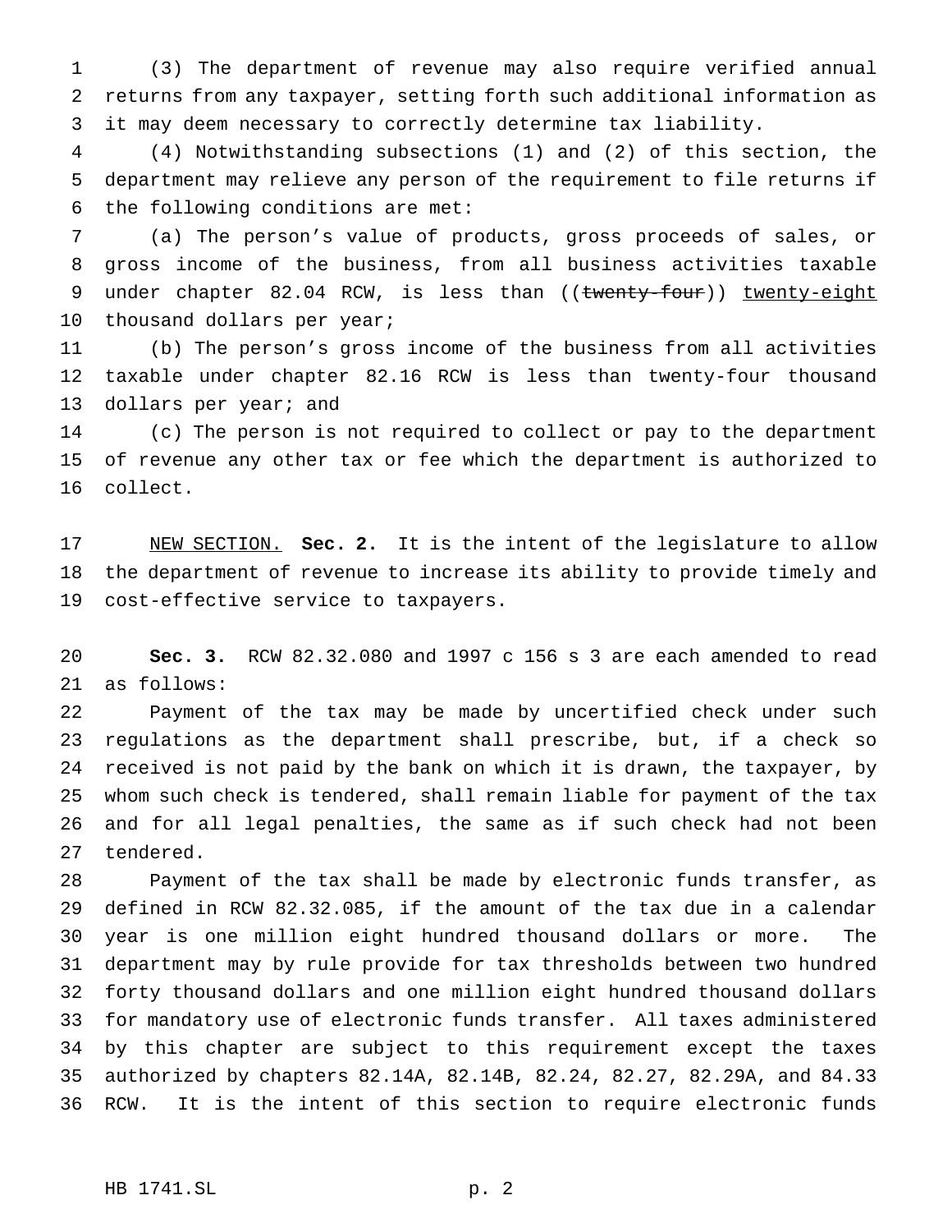(3) The department of revenue may also require verified annual returns from any taxpayer, setting forth such additional information as it may deem necessary to correctly determine tax liability.

(4) Notwithstanding subsections (1) and (2) of this section, the department may relieve any person of the requirement to file returns if the following conditions are met:

(a) The person's value of products, gross proceeds of sales, or gross income of the business, from all business activities taxable under chapter 82.04 RCW, is less than ((~~twenty-four~~)) <u>twenty-eight</u> thousand dollars per year;

(b) The person's gross income of the business from all activities taxable under chapter 82.16 RCW is less than twenty-four thousand dollars per year; and

(c) The person is not required to collect or pay to the department of revenue any other tax or fee which the department is authorized to collect.

<u>NEW SECTION.</u> **Sec. 2.** It is the intent of the legislature to allow the department of revenue to increase its ability to provide timely and cost-effective service to taxpayers.

**Sec. 3.** RCW 82.32.080 and 1997 c 156 s 3 are each amended to read as follows:

Payment of the tax may be made by uncertified check under such regulations as the department shall prescribe, but, if a check so received is not paid by the bank on which it is drawn, the taxpayer, by whom such check is tendered, shall remain liable for payment of the tax and for all legal penalties, the same as if such check had not been tendered.

Payment of the tax shall be made by electronic funds transfer, as defined in RCW 82.32.085, if the amount of the tax due in a calendar year is one million eight hundred thousand dollars or more. The department may by rule provide for tax thresholds between two hundred forty thousand dollars and one million eight hundred thousand dollars for mandatory use of electronic funds transfer. All taxes administered by this chapter are subject to this requirement except the taxes authorized by chapters 82.14A, 82.14B, 82.24, 82.27, 82.29A, and 84.33 RCW. It is the intent of this section to require electronic funds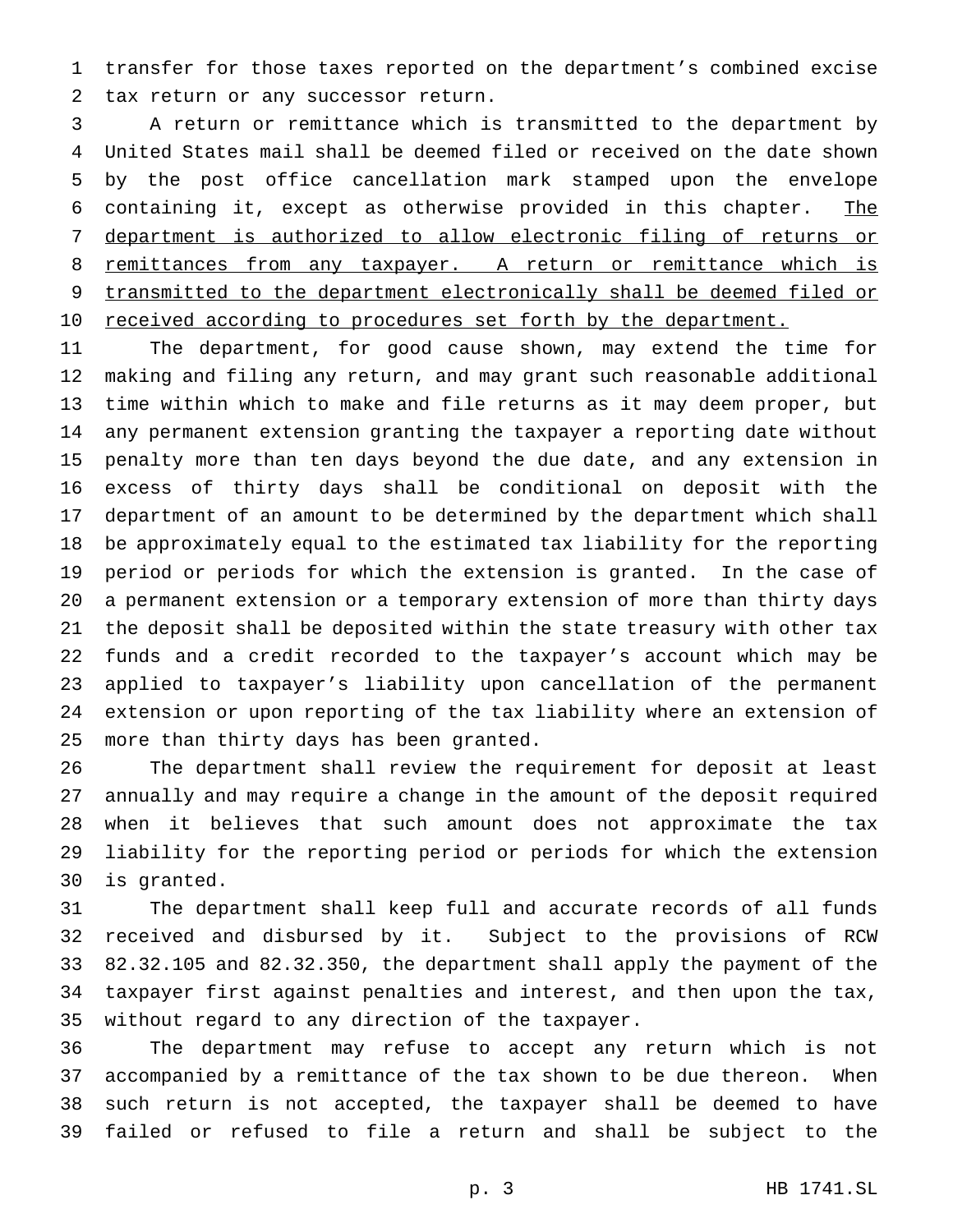transfer for those taxes reported on the department's combined excise tax return or any successor return.

A return or remittance which is transmitted to the department by United States mail shall be deemed filed or received on the date shown by the post office cancellation mark stamped upon the envelope containing it, except as otherwise provided in this chapter. <u>The department is authorized to allow electronic filing of returns or remittances from any taxpayer. A return or remittance which is transmitted to the department electronically shall be deemed filed or received according to procedures set forth by the department.</u>

The department, for good cause shown, may extend the time for making and filing any return, and may grant such reasonable additional time within which to make and file returns as it may deem proper, but any permanent extension granting the taxpayer a reporting date without penalty more than ten days beyond the due date, and any extension in excess of thirty days shall be conditional on deposit with the department of an amount to be determined by the department which shall be approximately equal to the estimated tax liability for the reporting period or periods for which the extension is granted. In the case of a permanent extension or a temporary extension of more than thirty days the deposit shall be deposited within the state treasury with other tax funds and a credit recorded to the taxpayer's account which may be applied to taxpayer's liability upon cancellation of the permanent extension or upon reporting of the tax liability where an extension of more than thirty days has been granted.

The department shall review the requirement for deposit at least annually and may require a change in the amount of the deposit required when it believes that such amount does not approximate the tax liability for the reporting period or periods for which the extension is granted.

The department shall keep full and accurate records of all funds received and disbursed by it. Subject to the provisions of RCW 82.32.105 and 82.32.350, the department shall apply the payment of the taxpayer first against penalties and interest, and then upon the tax, without regard to any direction of the taxpayer.

The department may refuse to accept any return which is not accompanied by a remittance of the tax shown to be due thereon. When such return is not accepted, the taxpayer shall be deemed to have failed or refused to file a return and shall be subject to the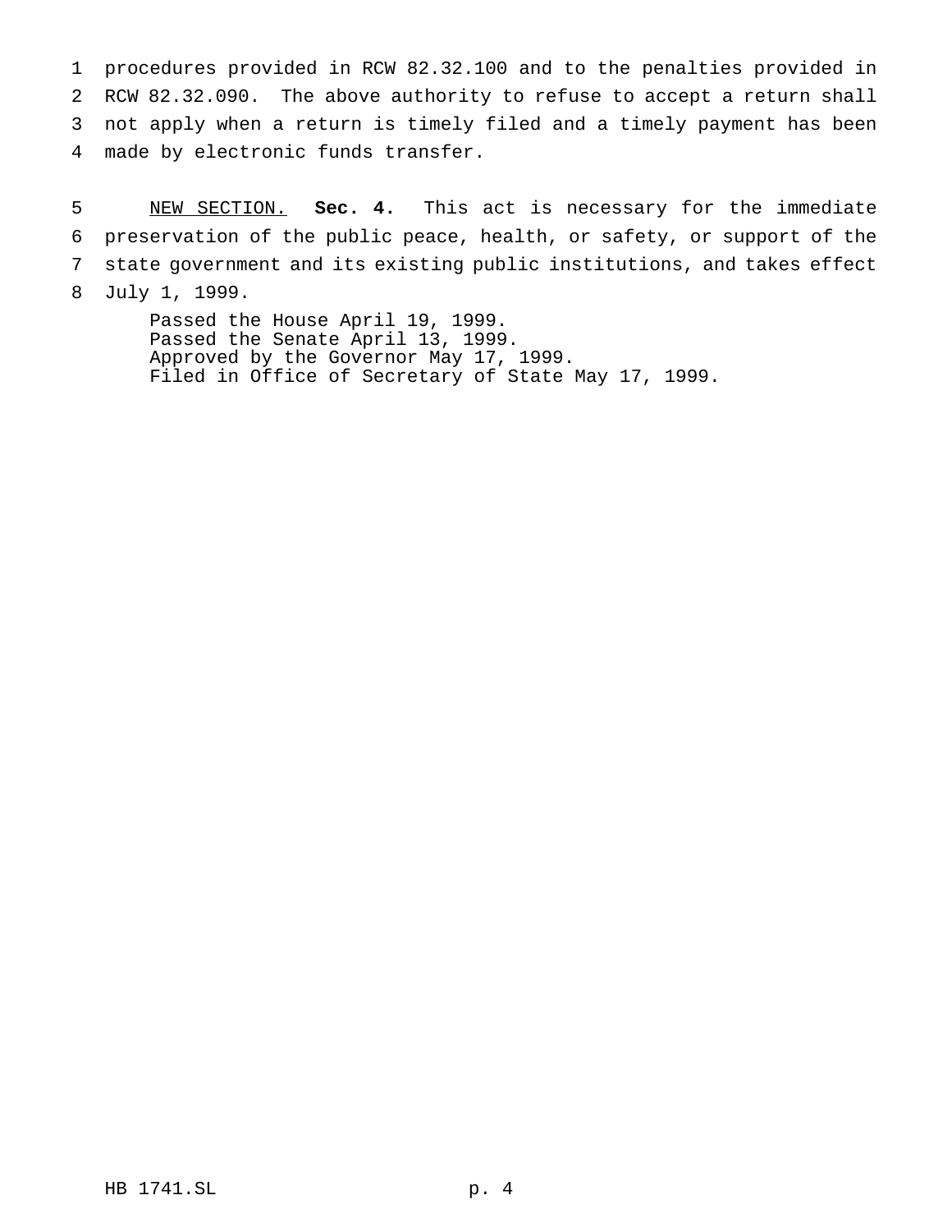procedures provided in RCW 82.32.100 and to the penalties provided in RCW 82.32.090. The above authority to refuse to accept a return shall not apply when a return is timely filed and a timely payment has been made by electronic funds transfer.

NEW SECTION. **Sec. 4.** This act is necessary for the immediate preservation of the public peace, health, or safety, or support of the state government and its existing public institutions, and takes effect July 1, 1999.

Passed the House April 19, 1999.
Passed the Senate April 13, 1999.
Approved by the Governor May 17, 1999.
Filed in Office of Secretary of State May 17, 1999.